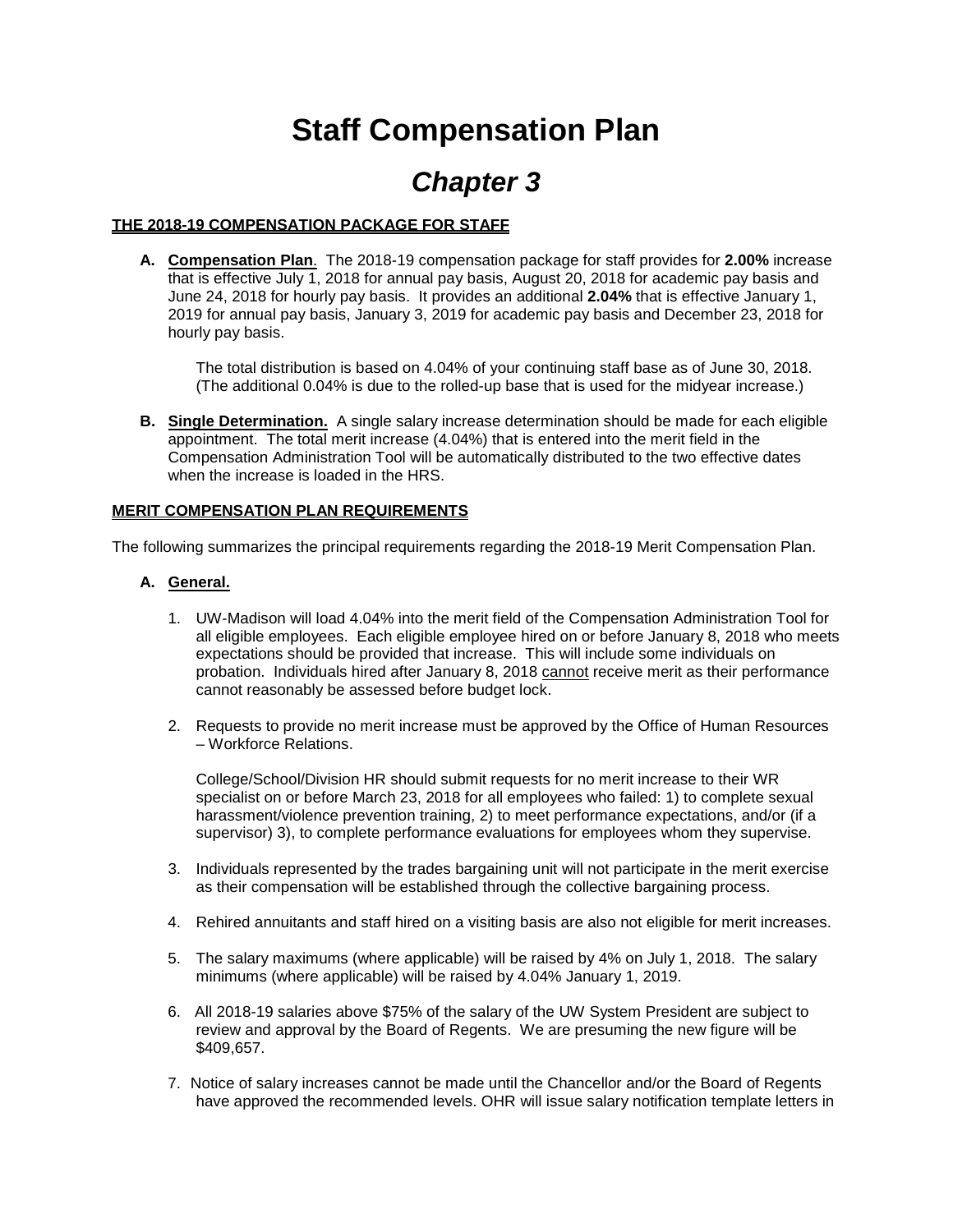# Staff Compensation Plan

## *Chapter 3*

**THE 2018-19 COMPENSATION PACKAGE FOR STAFF**

**A. Compensation Plan**. The 2018-19 compensation package for staff provides for **2.00%** increase that is effective July 1, 2018 for annual pay basis, August 20, 2018 for academic pay basis and June 24, 2018 for hourly pay basis. It provides an additional **2.04%** that is effective January 1, 2019 for annual pay basis, January 3, 2019 for academic pay basis and December 23, 2018 for hourly pay basis.

The total distribution is based on 4.04% of your continuing staff base as of June 30, 2018. (The additional 0.04% is due to the rolled-up base that is used for the midyear increase.)

**B. Single Determination.** A single salary increase determination should be made for each eligible appointment. The total merit increase (4.04%) that is entered into the merit field in the Compensation Administration Tool will be automatically distributed to the two effective dates when the increase is loaded in the HRS.

**MERIT COMPENSATION PLAN REQUIREMENTS**

The following summarizes the principal requirements regarding the 2018-19 Merit Compensation Plan.

**A. General.**

1. UW-Madison will load 4.04% into the merit field of the Compensation Administration Tool for all eligible employees. Each eligible employee hired on or before January 8, 2018 who meets expectations should be provided that increase. This will include some individuals on probation. Individuals hired after January 8, 2018 cannot receive merit as their performance cannot reasonably be assessed before budget lock.

2. Requests to provide no merit increase must be approved by the Office of Human Resources – Workforce Relations.

   College/School/Division HR should submit requests for no merit increase to their WR specialist on or before March 23, 2018 for all employees who failed: 1) to complete sexual harassment/violence prevention training, 2) to meet performance expectations, and/or (if a supervisor) 3), to complete performance evaluations for employees whom they supervise.

3. Individuals represented by the trades bargaining unit will not participate in the merit exercise as their compensation will be established through the collective bargaining process.

4. Rehired annuitants and staff hired on a visiting basis are also not eligible for merit increases.

5. The salary maximums (where applicable) will be raised by 4% on July 1, 2018. The salary minimums (where applicable) will be raised by 4.04% January 1, 2019.

6. All 2018-19 salaries above $75% of the salary of the UW System President are subject to review and approval by the Board of Regents. We are presuming the new figure will be $409,657.

7. Notice of salary increases cannot be made until the Chancellor and/or the Board of Regents have approved the recommended levels. OHR will issue salary notification template letters in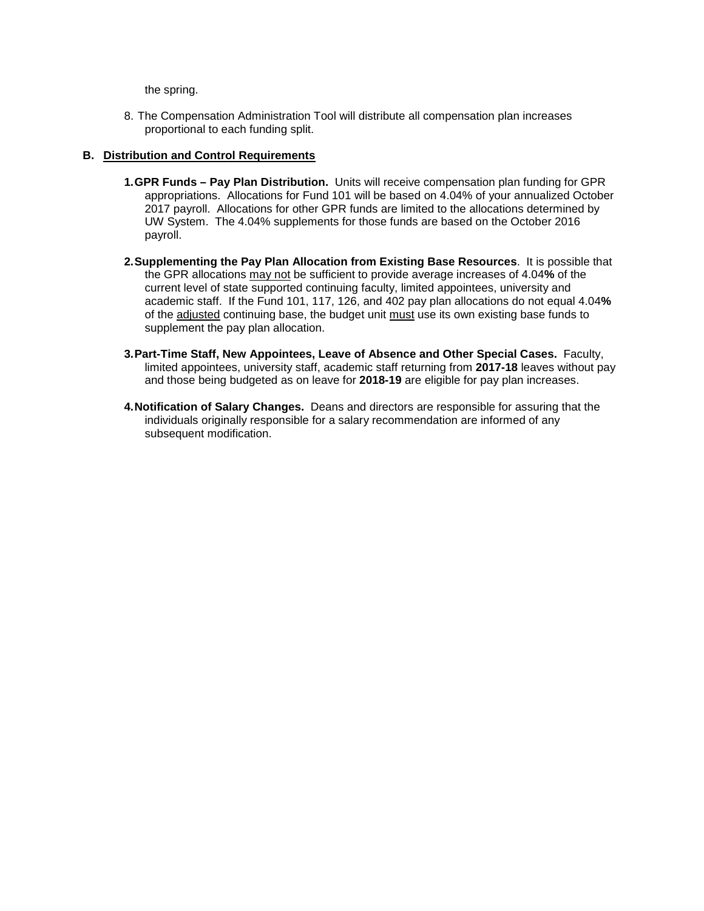the spring.

8. The Compensation Administration Tool will distribute all compensation plan increases proportional to each funding split.

**B. <u>Distribution and Control Requirements</u>**

1. **GPR Funds – Pay Plan Distribution.** Units will receive compensation plan funding for GPR appropriations. Allocations for Fund 101 will be based on 4.04% of your annualized October 2017 payroll. Allocations for other GPR funds are limited to the allocations determined by UW System. The 4.04% supplements for those funds are based on the October 2016 payroll.

2. **Supplementing the Pay Plan Allocation from Existing Base Resources**. It is possible that the GPR allocations <u>may not</u> be sufficient to provide average increases of 4.04**%** of the current level of state supported continuing faculty, limited appointees, university and academic staff. If the Fund 101, 117, 126, and 402 pay plan allocations do not equal 4.04**%** of the <u>adjusted</u> continuing base, the budget unit <u>must</u> use its own existing base funds to supplement the pay plan allocation.

3. **Part-Time Staff, New Appointees, Leave of Absence and Other Special Cases.** Faculty, limited appointees, university staff, academic staff returning from **2017-18** leaves without pay and those being budgeted as on leave for **2018-19** are eligible for pay plan increases.

4. **Notification of Salary Changes.** Deans and directors are responsible for assuring that the individuals originally responsible for a salary recommendation are informed of any subsequent modification.